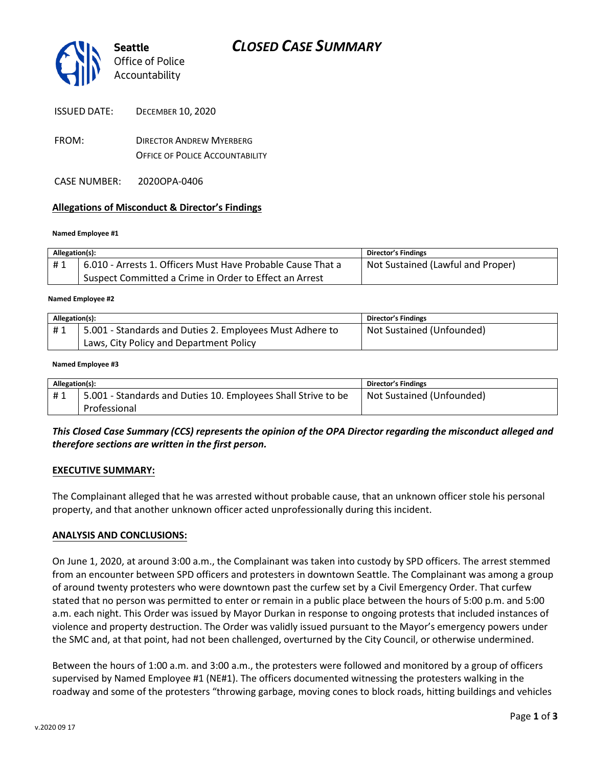Seattle
Office of Police
Accountability

# CLOSED CASE SUMMARY

ISSUED DATE: DECEMBER 10, 2020

FROM: DIRECTOR ANDREW MYERBERG
OFFICE OF POLICE ACCOUNTABILITY

CASE NUMBER: 2020OPA-0406

## Allegations of Misconduct & Director's Findings

**Named Employee #1**

| Allegation(s): | | Director's Findings |
|---|---|---|
| # 1 | 6.010 - Arrests 1. Officers Must Have Probable Cause That a Suspect Committed a Crime in Order to Effect an Arrest | Not Sustained (Lawful and Proper) |

**Named Employee #2**

| Allegation(s): | | Director's Findings |
|---|---|---|
| # 1 | 5.001 - Standards and Duties 2. Employees Must Adhere to Laws, City Policy and Department Policy | Not Sustained (Unfounded) |

**Named Employee #3**

| Allegation(s): | | Director's Findings |
|---|---|---|
| # 1 | 5.001 - Standards and Duties 10. Employees Shall Strive to be Professional | Not Sustained (Unfounded) |

***This Closed Case Summary (CCS) represents the opinion of the OPA Director regarding the misconduct alleged and therefore sections are written in the first person.***

### EXECUTIVE SUMMARY:

The Complainant alleged that he was arrested without probable cause, that an unknown officer stole his personal property, and that another unknown officer acted unprofessionally during this incident.

### ANALYSIS AND CONCLUSIONS:

On June 1, 2020, at around 3:00 a.m., the Complainant was taken into custody by SPD officers. The arrest stemmed from an encounter between SPD officers and protesters in downtown Seattle. The Complainant was among a group of around twenty protesters who were downtown past the curfew set by a Civil Emergency Order. That curfew stated that no person was permitted to enter or remain in a public place between the hours of 5:00 p.m. and 5:00 a.m. each night. This Order was issued by Mayor Durkan in response to ongoing protests that included instances of violence and property destruction. The Order was validly issued pursuant to the Mayor's emergency powers under the SMC and, at that point, had not been challenged, overturned by the City Council, or otherwise undermined.

Between the hours of 1:00 a.m. and 3:00 a.m., the protesters were followed and monitored by a group of officers supervised by Named Employee #1 (NE#1). The officers documented witnessing the protesters walking in the roadway and some of the protesters "throwing garbage, moving cones to block roads, hitting buildings and vehicles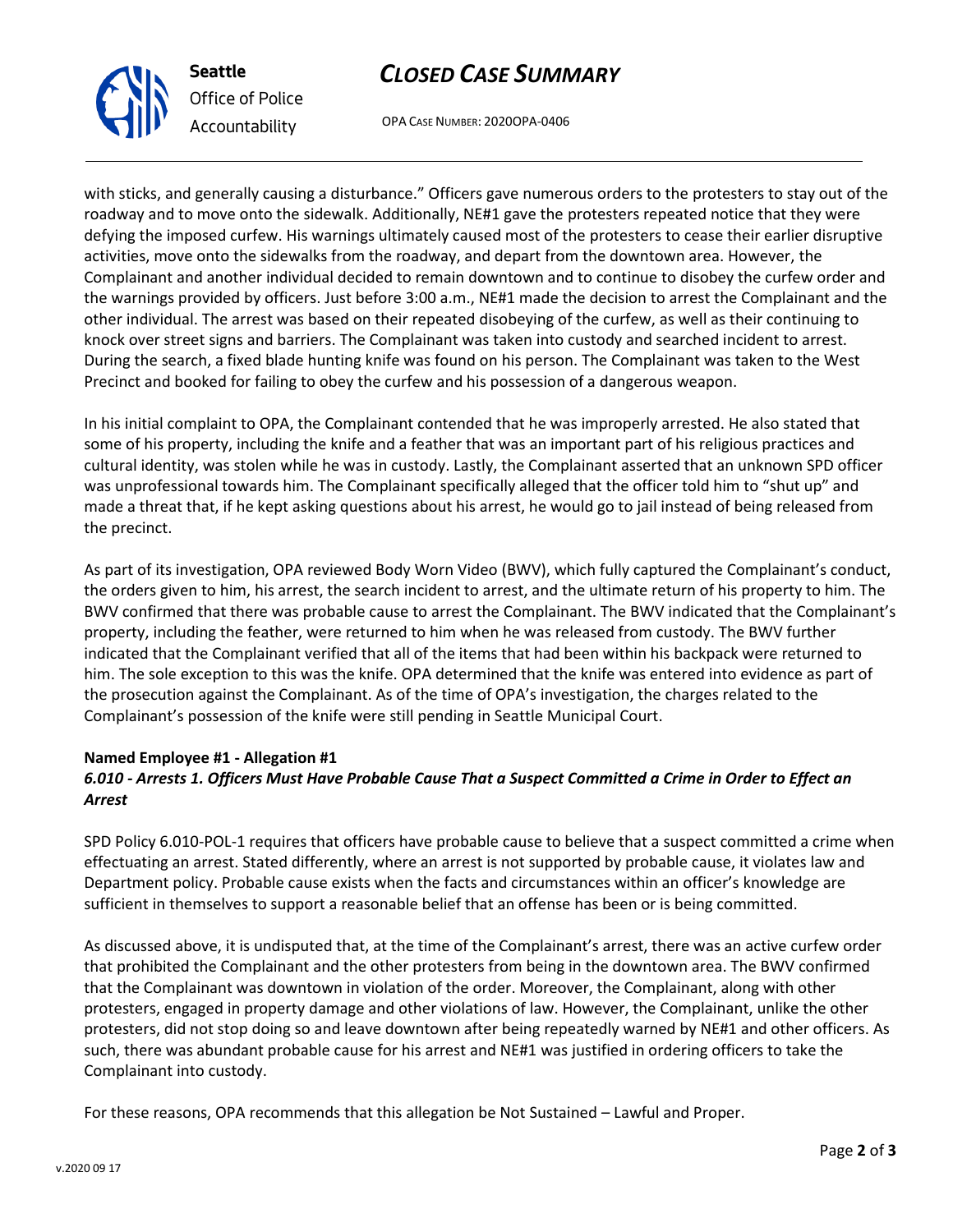with sticks, and generally causing a disturbance." Officers gave numerous orders to the protesters to stay out of the roadway and to move onto the sidewalk. Additionally, NE#1 gave the protesters repeated notice that they were defying the imposed curfew. His warnings ultimately caused most of the protesters to cease their earlier disruptive activities, move onto the sidewalks from the roadway, and depart from the downtown area. However, the Complainant and another individual decided to remain downtown and to continue to disobey the curfew order and the warnings provided by officers. Just before 3:00 a.m., NE#1 made the decision to arrest the Complainant and the other individual. The arrest was based on their repeated disobeying of the curfew, as well as their continuing to knock over street signs and barriers. The Complainant was taken into custody and searched incident to arrest. During the search, a fixed blade hunting knife was found on his person. The Complainant was taken to the West Precinct and booked for failing to obey the curfew and his possession of a dangerous weapon.

In his initial complaint to OPA, the Complainant contended that he was improperly arrested. He also stated that some of his property, including the knife and a feather that was an important part of his religious practices and cultural identity, was stolen while he was in custody. Lastly, the Complainant asserted that an unknown SPD officer was unprofessional towards him. The Complainant specifically alleged that the officer told him to "shut up" and made a threat that, if he kept asking questions about his arrest, he would go to jail instead of being released from the precinct.

As part of its investigation, OPA reviewed Body Worn Video (BWV), which fully captured the Complainant's conduct, the orders given to him, his arrest, the search incident to arrest, and the ultimate return of his property to him. The BWV confirmed that there was probable cause to arrest the Complainant. The BWV indicated that the Complainant's property, including the feather, were returned to him when he was released from custody. The BWV further indicated that the Complainant verified that all of the items that had been within his backpack were returned to him. The sole exception to this was the knife. OPA determined that the knife was entered into evidence as part of the prosecution against the Complainant. As of the time of OPA's investigation, the charges related to the Complainant's possession of the knife were still pending in Seattle Municipal Court.

**Named Employee #1 - Allegation #1**
***6.010 - Arrests 1. Officers Must Have Probable Cause That a Suspect Committed a Crime in Order to Effect an Arrest***

SPD Policy 6.010-POL-1 requires that officers have probable cause to believe that a suspect committed a crime when effectuating an arrest. Stated differently, where an arrest is not supported by probable cause, it violates law and Department policy. Probable cause exists when the facts and circumstances within an officer's knowledge are sufficient in themselves to support a reasonable belief that an offense has been or is being committed.

As discussed above, it is undisputed that, at the time of the Complainant's arrest, there was an active curfew order that prohibited the Complainant and the other protesters from being in the downtown area. The BWV confirmed that the Complainant was downtown in violation of the order. Moreover, the Complainant, along with other protesters, engaged in property damage and other violations of law. However, the Complainant, unlike the other protesters, did not stop doing so and leave downtown after being repeatedly warned by NE#1 and other officers. As such, there was abundant probable cause for his arrest and NE#1 was justified in ordering officers to take the Complainant into custody.

For these reasons, OPA recommends that this allegation be Not Sustained – Lawful and Proper.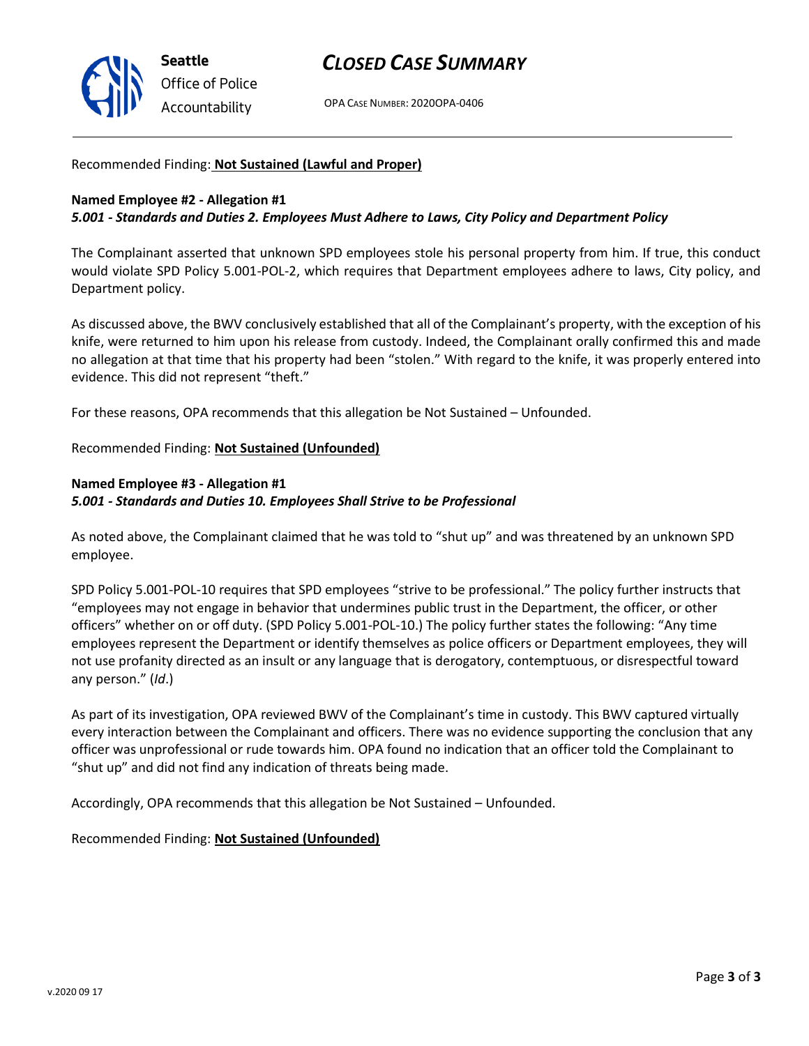Recommended Finding: **Not Sustained (Lawful and Proper)**

**Named Employee #2 - Allegation #1**
***5.001 - Standards and Duties 2. Employees Must Adhere to Laws, City Policy and Department Policy***

The Complainant asserted that unknown SPD employees stole his personal property from him. If true, this conduct would violate SPD Policy 5.001-POL-2, which requires that Department employees adhere to laws, City policy, and Department policy.

As discussed above, the BWV conclusively established that all of the Complainant's property, with the exception of his knife, were returned to him upon his release from custody. Indeed, the Complainant orally confirmed this and made no allegation at that time that his property had been "stolen." With regard to the knife, it was properly entered into evidence. This did not represent "theft."

For these reasons, OPA recommends that this allegation be Not Sustained – Unfounded.

Recommended Finding: **Not Sustained (Unfounded)**

**Named Employee #3 - Allegation #1**
***5.001 - Standards and Duties 10. Employees Shall Strive to be Professional***

As noted above, the Complainant claimed that he was told to "shut up" and was threatened by an unknown SPD employee.

SPD Policy 5.001-POL-10 requires that SPD employees "strive to be professional." The policy further instructs that "employees may not engage in behavior that undermines public trust in the Department, the officer, or other officers" whether on or off duty. (SPD Policy 5.001-POL-10.) The policy further states the following: "Any time employees represent the Department or identify themselves as police officers or Department employees, they will not use profanity directed as an insult or any language that is derogatory, contemptuous, or disrespectful toward any person." (*Id*.)

As part of its investigation, OPA reviewed BWV of the Complainant's time in custody. This BWV captured virtually every interaction between the Complainant and officers. There was no evidence supporting the conclusion that any officer was unprofessional or rude towards him. OPA found no indication that an officer told the Complainant to "shut up" and did not find any indication of threats being made.

Accordingly, OPA recommends that this allegation be Not Sustained – Unfounded.

Recommended Finding: **Not Sustained (Unfounded)**